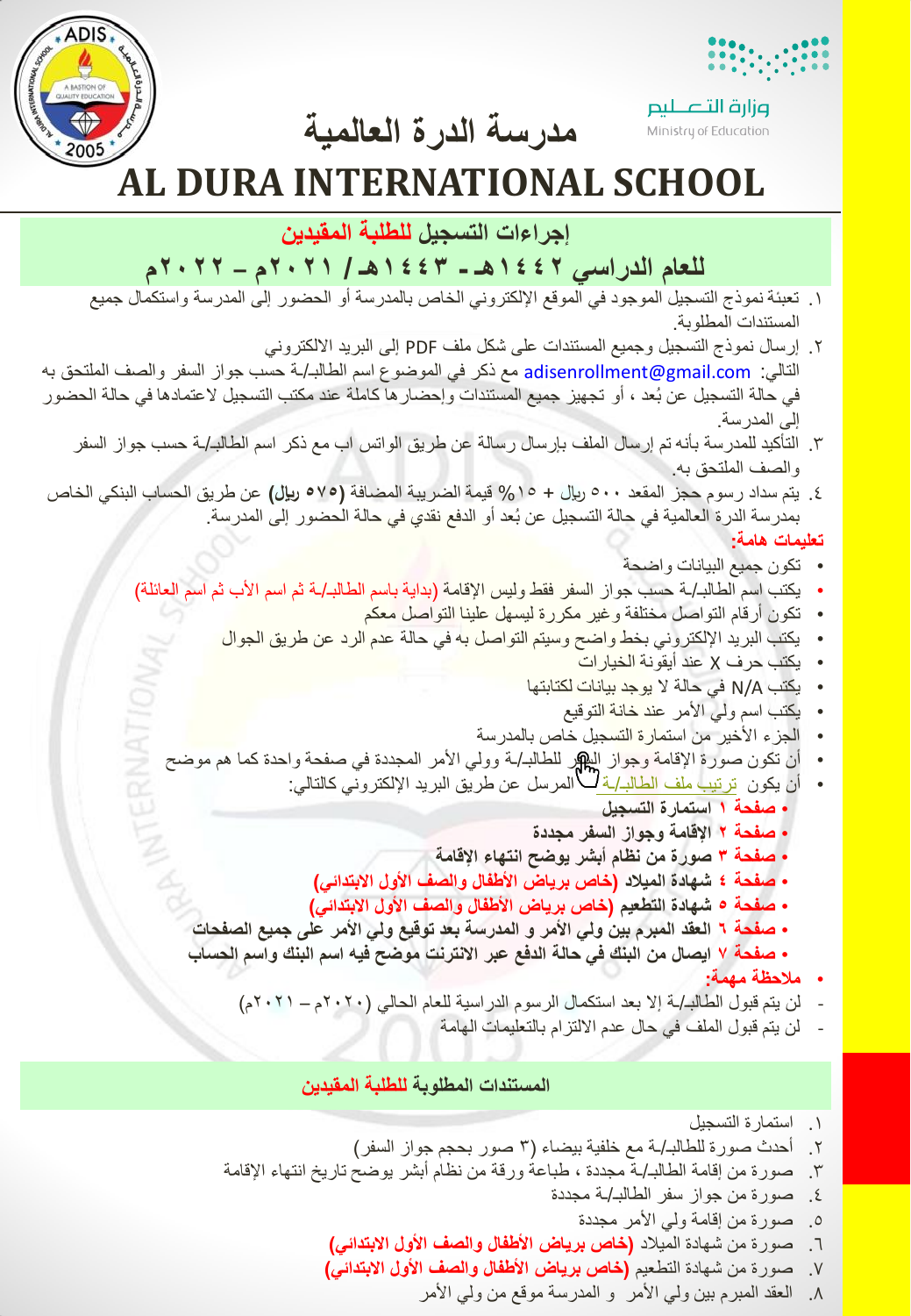وزارة التعليم
Ministry of Education

# مدرسة الدرة العالمية

# AL DURA INTERNATIONAL SCHOOL

## إجراءات التسجيل للطلبة المقيدين

## للعام الدراسي ١٤٤٢هـ - ١٤٤٣هـ / ٢٠٢١م - ٢٠٢٢م

١. تعبئة نموذج التسجيل الموجود في الموقع الإلكتروني الخاص بالمدرسة أو الحضور إلى المدرسة واستكمال جميع المستندات المطلوبة.

٢. إرسال نموذج التسجيل وجميع المستندات على شكل ملف PDF إلى البريد الالكتروني التالي: adisenrollment@gmail.com مع ذكر في الموضوع اسم الطالب/ـة حسب جواز السفر والصف الملتحق به في حالة التسجيل عن بُعد ، أو تجهيز جميع المستندات وإحضارها كاملة عند مكتب التسجيل لاعتمادها في حالة الحضور إلى المدرسة.

٣. التأكيد للمدرسة بأنه تم إرسال الملف بارسال رسالة عن طريق الواتس اب مع ذكر اسم الطالب/ـة حسب جواز السفر والصف الملتحق به.

٤. يتم سداد رسوم حجز المقعد ٥٠٠ ريال + ١٥% قيمة الضريبة المضافة **(٥٧٥ ريال)** عن طريق الحساب البنكي الخاص بمدرسة الدرة العالمية في حالة التسجيل عن بُعد أو الدفع نقدي في حالة الحضور إلى المدرسة.

**تعليمات هامة:**

- تكون جميع البيانات واضحة
- يكتب اسم الطالب/ـة حسب جواز السفر فقط وليس الإقامة (بداية باسم الطالب/ـة ثم اسم الأب ثم اسم العائلة)
- تكون أرقام التواصل مختلفة وغير مكررة ليسهل علينا التواصل معكم
- يكتب البريد الإلكتروني بخط واضح وسيتم التواصل به في حالة عدم الرد عن طريق الجوال
- يكتب حرف X عند أيقونة الخيارات
- يكتب N/A في حالة لا يوجد بيانات لكتابتها
- يكتب اسم ولي الأمر عند خانة التوقيع
- الجزء الأخير من استمارة التسجيل خاص بالمدرسة
- أن تكون صورة الإقامة وجواز السفر للطالب/ـة وولي الأمر المجددة في صفحة واحدة كما هو موضح
- أن يكون ترتيب ملف الطالب/ـة المرسل عن طريق البريد الإلكتروني كالتالي:
  - **صفحة ١ استمارة التسجيل**
  - **صفحة ٢ الإقامة وجواز السفر مجددة**
  - **صفحة ٣ صورة من نظام أبشر يوضح انتهاء الإقامة**
  - **صفحة ٤ شهادة الميلاد (خاص برياض الأطفال والصف الأول الابتدائي)**
  - **صفحة ٥ شهادة التطعيم (خاص برياض الأطفال والصف الأول الابتدائي)**
  - **صفحة ٦ العقد المبرم بين ولي الأمر و المدرسة بعد توقيع ولي الأمر على جميع الصفحات**
  - **صفحة ٧ إيصال من البنك في حالة الدفع عبر الانترنت موضح فيه اسم البنك واسم الحساب**
- **ملاحظة مهمة:**
  - لن يتم قبول الطالب/ـة إلا بعد استكمال الرسوم الدراسية للعام الحالي (٢٠٢٠م – ٢٠٢١م)
  - لن يتم قبول الملف في حال عدم الالتزام بالتعليمات الهامة

## المستندات المطلوبة للطلبة المقيدين

١. استمارة التسجيل
٢. أحدث صورة للطالب/ـة مع خلفية بيضاء (٣ صور بحجم جواز السفر)
٣. صورة من إقامة الطالب/ـة مجددة ، طباعة ورقة من نظام أبشر يوضح تاريخ انتهاء الإقامة
٤. صورة من جواز سفر الطالب/ـة مجددة
٥. صورة من إقامة ولي الأمر مجددة
٦. صورة من شهادة الميلاد **(خاص برياض الأطفال والصف الأول الابتدائي)**
٧. صورة من شهادة التطعيم **(خاص برياض الأطفال والصف الأول الابتدائي)**
٨. العقد المبرم بين ولي الأمر و المدرسة موقع من ولي الأمر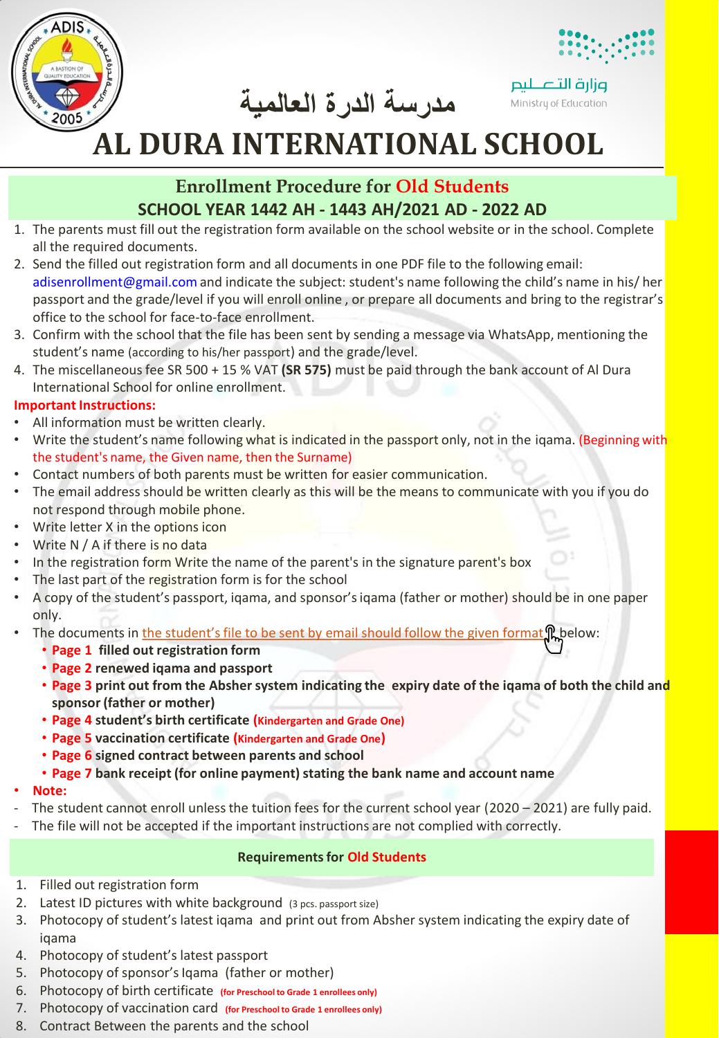مدرسة الدرة العالمية

وزارة التعليم
Ministry of Education

# AL DURA INTERNATIONAL SCHOOL

## Enrollment Procedure for Old Students
## SCHOOL YEAR 1442 AH - 1443 AH/2021 AD - 2022 AD

1. The parents must fill out the registration form available on the school website or in the school. Complete all the required documents.
2. Send the filled out registration form and all documents in one PDF file to the following email: adisenrollment@gmail.com and indicate the subject: student's name following the child's name in his/ her passport and the grade/level if you will enroll online , or prepare all documents and bring to the registrar's office to the school for face-to-face enrollment.
3. Confirm with the school that the file has been sent by sending a message via WhatsApp, mentioning the student's name (according to his/her passport) and the grade/level.
4. The miscellaneous fee SR 500 + 15 % VAT **(SR 575)** must be paid through the bank account of Al Dura International School for online enrollment.

**Important Instructions:**

- All information must be written clearly.
- Write the student's name following what is indicated in the passport only, not in the iqama. (Beginning with the student's name, the Given name, then the Surname)
- Contact numbers of both parents must be written for easier communication.
- The email address should be written clearly as this will be the means to communicate with you if you do not respond through mobile phone.
- Write letter X in the options icon
- Write N / A if there is no data
- In the registration form Write the name of the parent's in the signature parent's box
- The last part of the registration form is for the school
- A copy of the student's passport, iqama, and sponsor's iqama (father or mother) should be in one paper only.
- The documents in the student's file to be sent by email should follow the given format below:
  - **Page 1 filled out registration form**
  - **Page 2 renewed iqama and passport**
  - **Page 3 print out from the Absher system indicating the expiry date of the iqama of both the child and sponsor (father or mother)**
  - **Page 4 student's birth certificate (Kindergarten and Grade One)**
  - **Page 5 vaccination certificate (Kindergarten and Grade One)**
  - **Page 6 signed contract between parents and school**
  - **Page 7 bank receipt (for online payment) stating the bank name and account name**
- **Note:**
  - The student cannot enroll unless the tuition fees for the current school year (2020 – 2021) are fully paid.
  - The file will not be accepted if the important instructions are not complied with correctly.

### Requirements for Old Students

1. Filled out registration form
2. Latest ID pictures with white background (3 pcs. passport size)
3. Photocopy of student's latest iqama and print out from Absher system indicating the expiry date of iqama
4. Photocopy of student's latest passport
5. Photocopy of sponsor's Iqama (father or mother)
6. Photocopy of birth certificate (for Preschool to Grade 1 enrollees only)
7. Photocopy of vaccination card (for Preschool to Grade 1 enrollees only)
8. Contract Between the parents and the school